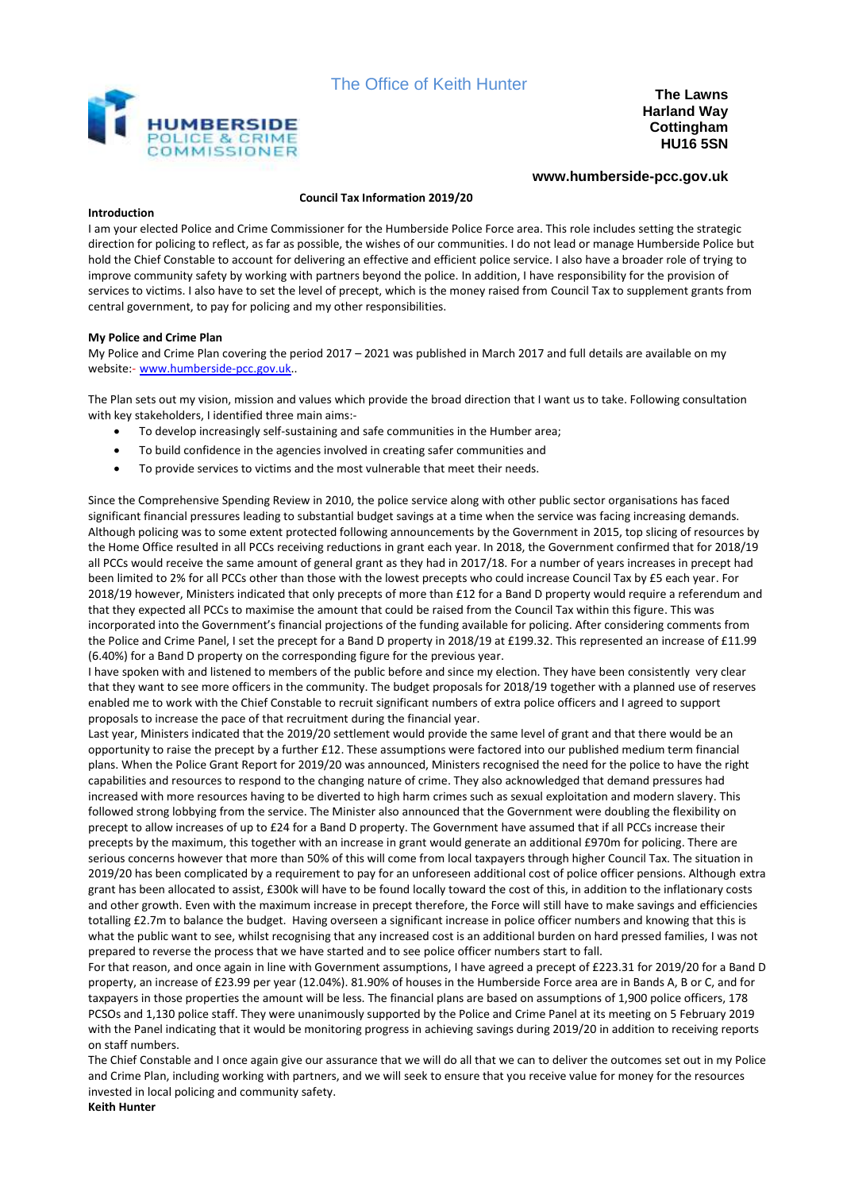The Office of Keith Hunter

**HUMBERSIDE** POLICE & CRIME COMMISSIONER

**The Lawns**
**Harland Way**
**Cottingham**
**HU16 5SN**

**www.humberside-pcc.gov.uk**

**Council Tax Information 2019/20**

**Introduction**

I am your elected Police and Crime Commissioner for the Humberside Police Force area. This role includes setting the strategic direction for policing to reflect, as far as possible, the wishes of our communities. I do not lead or manage Humberside Police but hold the Chief Constable to account for delivering an effective and efficient police service. I also have a broader role of trying to improve community safety by working with partners beyond the police. In addition, I have responsibility for the provision of services to victims. I also have to set the level of precept, which is the money raised from Council Tax to supplement grants from central government, to pay for policing and my other responsibilities.

**My Police and Crime Plan**

My Police and Crime Plan covering the period 2017 – 2021 was published in March 2017 and full details are available on my website:- www.humberside-pcc.gov.uk..

The Plan sets out my vision, mission and values which provide the broad direction that I want us to take. Following consultation with key stakeholders, I identified three main aims:-

- To develop increasingly self-sustaining and safe communities in the Humber area;
- To build confidence in the agencies involved in creating safer communities and
- To provide services to victims and the most vulnerable that meet their needs.

Since the Comprehensive Spending Review in 2010, the police service along with other public sector organisations has faced significant financial pressures leading to substantial budget savings at a time when the service was facing increasing demands. Although policing was to some extent protected following announcements by the Government in 2015, top slicing of resources by the Home Office resulted in all PCCs receiving reductions in grant each year. In 2018, the Government confirmed that for 2018/19 all PCCs would receive the same amount of general grant as they had in 2017/18. For a number of years increases in precept had been limited to 2% for all PCCs other than those with the lowest precepts who could increase Council Tax by £5 each year. For 2018/19 however, Ministers indicated that only precepts of more than £12 for a Band D property would require a referendum and that they expected all PCCs to maximise the amount that could be raised from the Council Tax within this figure. This was incorporated into the Government's financial projections of the funding available for policing. After considering comments from the Police and Crime Panel, I set the precept for a Band D property in 2018/19 at £199.32. This represented an increase of £11.99 (6.40%) for a Band D property on the corresponding figure for the previous year.

I have spoken with and listened to members of the public before and since my election. They have been consistently very clear that they want to see more officers in the community. The budget proposals for 2018/19 together with a planned use of reserves enabled me to work with the Chief Constable to recruit significant numbers of extra police officers and I agreed to support proposals to increase the pace of that recruitment during the financial year.

Last year, Ministers indicated that the 2019/20 settlement would provide the same level of grant and that there would be an opportunity to raise the precept by a further £12. These assumptions were factored into our published medium term financial plans. When the Police Grant Report for 2019/20 was announced, Ministers recognised the need for the police to have the right capabilities and resources to respond to the changing nature of crime. They also acknowledged that demand pressures had increased with more resources having to be diverted to high harm crimes such as sexual exploitation and modern slavery. This followed strong lobbying from the service. The Minister also announced that the Government were doubling the flexibility on precept to allow increases of up to £24 for a Band D property. The Government have assumed that if all PCCs increase their precepts by the maximum, this together with an increase in grant would generate an additional £970m for policing. There are serious concerns however that more than 50% of this will come from local taxpayers through higher Council Tax. The situation in 2019/20 has been complicated by a requirement to pay for an unforeseen additional cost of police officer pensions. Although extra grant has been allocated to assist, £300k will have to be found locally toward the cost of this, in addition to the inflationary costs and other growth. Even with the maximum increase in precept therefore, the Force will still have to make savings and efficiencies totalling £2.7m to balance the budget. Having overseen a significant increase in police officer numbers and knowing that this is what the public want to see, whilst recognising that any increased cost is an additional burden on hard pressed families, I was not prepared to reverse the process that we have started and to see police officer numbers start to fall.

For that reason, and once again in line with Government assumptions, I have agreed a precept of £223.31 for 2019/20 for a Band D property, an increase of £23.99 per year (12.04%). 81.90% of houses in the Humberside Force area are in Bands A, B or C, and for taxpayers in those properties the amount will be less. The financial plans are based on assumptions of 1,900 police officers, 178 PCSOs and 1,130 police staff. They were unanimously supported by the Police and Crime Panel at its meeting on 5 February 2019 with the Panel indicating that it would be monitoring progress in achieving savings during 2019/20 in addition to receiving reports on staff numbers.

The Chief Constable and I once again give our assurance that we will do all that we can to deliver the outcomes set out in my Police and Crime Plan, including working with partners, and we will seek to ensure that you receive value for money for the resources invested in local policing and community safety.

**Keith Hunter**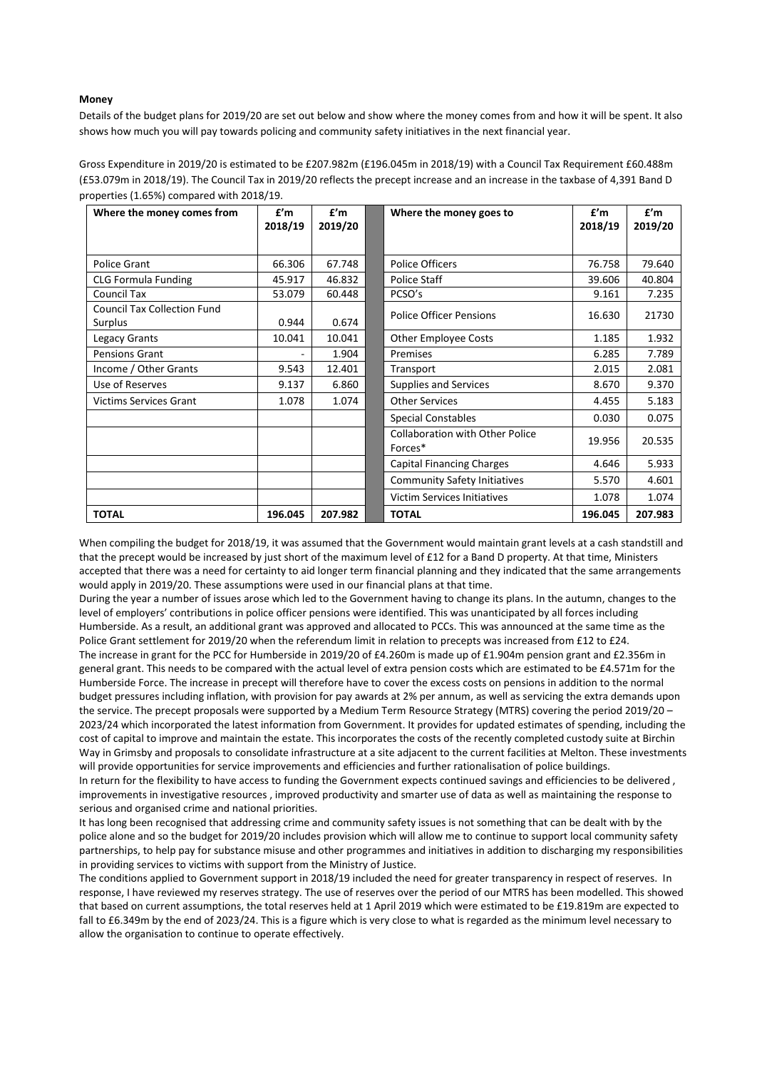**Money**

Details of the budget plans for 2019/20 are set out below and show where the money comes from and how it will be spent. It also shows how much you will pay towards policing and community safety initiatives in the next financial year.

Gross Expenditure in 2019/20 is estimated to be £207.982m (£196.045m in 2018/19) with a Council Tax Requirement £60.488m (£53.079m in 2018/19). The Council Tax in 2019/20 reflects the precept increase and an increase in the taxbase of 4,391 Band D properties (1.65%) compared with 2018/19.

| Where the money comes from | £'m 2018/19 | £'m 2019/20 | | Where the money goes to | £'m 2018/19 | £'m 2019/20 |
|---|---|---|---|---|---|---|
| Police Grant | 66.306 | 67.748 | | Police Officers | 76.758 | 79.640 |
| CLG Formula Funding | 45.917 | 46.832 | | Police Staff | 39.606 | 40.804 |
| Council Tax | 53.079 | 60.448 | | PCSO's | 9.161 | 7.235 |
| Council Tax Collection Fund Surplus | 0.944 | 0.674 | | Police Officer Pensions | 16.630 | 21730 |
| Legacy Grants | 10.041 | 10.041 | | Other Employee Costs | 1.185 | 1.932 |
| Pensions Grant | - | 1.904 | | Premises | 6.285 | 7.789 |
| Income / Other Grants | 9.543 | 12.401 | | Transport | 2.015 | 2.081 |
| Use of Reserves | 9.137 | 6.860 | | Supplies and Services | 8.670 | 9.370 |
| Victims Services Grant | 1.078 | 1.074 | | Other Services | 4.455 | 5.183 |
| | | | | Special Constables | 0.030 | 0.075 |
| | | | | Collaboration with Other Police Forces* | 19.956 | 20.535 |
| | | | | Capital Financing Charges | 4.646 | 5.933 |
| | | | | Community Safety Initiatives | 5.570 | 4.601 |
| | | | | Victim Services Initiatives | 1.078 | 1.074 |
| **TOTAL** | **196.045** | **207.982** | | **TOTAL** | **196.045** | **207.983** |

When compiling the budget for 2018/19, it was assumed that the Government would maintain grant levels at a cash standstill and that the precept would be increased by just short of the maximum level of £12 for a Band D property. At that time, Ministers accepted that there was a need for certainty to aid longer term financial planning and they indicated that the same arrangements would apply in 2019/20. These assumptions were used in our financial plans at that time.

During the year a number of issues arose which led to the Government having to change its plans. In the autumn, changes to the level of employers' contributions in police officer pensions were identified. This was unanticipated by all forces including Humberside. As a result, an additional grant was approved and allocated to PCCs. This was announced at the same time as the Police Grant settlement for 2019/20 when the referendum limit in relation to precepts was increased from £12 to £24.

The increase in grant for the PCC for Humberside in 2019/20 of £4.260m is made up of £1.904m pension grant and £2.356m in general grant. This needs to be compared with the actual level of extra pension costs which are estimated to be £4.571m for the Humberside Force. The increase in precept will therefore have to cover the excess costs on pensions in addition to the normal budget pressures including inflation, with provision for pay awards at 2% per annum, as well as servicing the extra demands upon the service. The precept proposals were supported by a Medium Term Resource Strategy (MTRS) covering the period 2019/20 – 2023/24 which incorporated the latest information from Government. It provides for updated estimates of spending, including the cost of capital to improve and maintain the estate. This incorporates the costs of the recently completed custody suite at Birchin Way in Grimsby and proposals to consolidate infrastructure at a site adjacent to the current facilities at Melton. These investments will provide opportunities for service improvements and efficiencies and further rationalisation of police buildings.

In return for the flexibility to have access to funding the Government expects continued savings and efficiencies to be delivered , improvements in investigative resources , improved productivity and smarter use of data as well as maintaining the response to serious and organised crime and national priorities.

It has long been recognised that addressing crime and community safety issues is not something that can be dealt with by the police alone and so the budget for 2019/20 includes provision which will allow me to continue to support local community safety partnerships, to help pay for substance misuse and other programmes and initiatives in addition to discharging my responsibilities in providing services to victims with support from the Ministry of Justice.

The conditions applied to Government support in 2018/19 included the need for greater transparency in respect of reserves. In response, I have reviewed my reserves strategy. The use of reserves over the period of our MTRS has been modelled. This showed that based on current assumptions, the total reserves held at 1 April 2019 which were estimated to be £19.819m are expected to fall to £6.349m by the end of 2023/24. This is a figure which is very close to what is regarded as the minimum level necessary to allow the organisation to continue to operate effectively.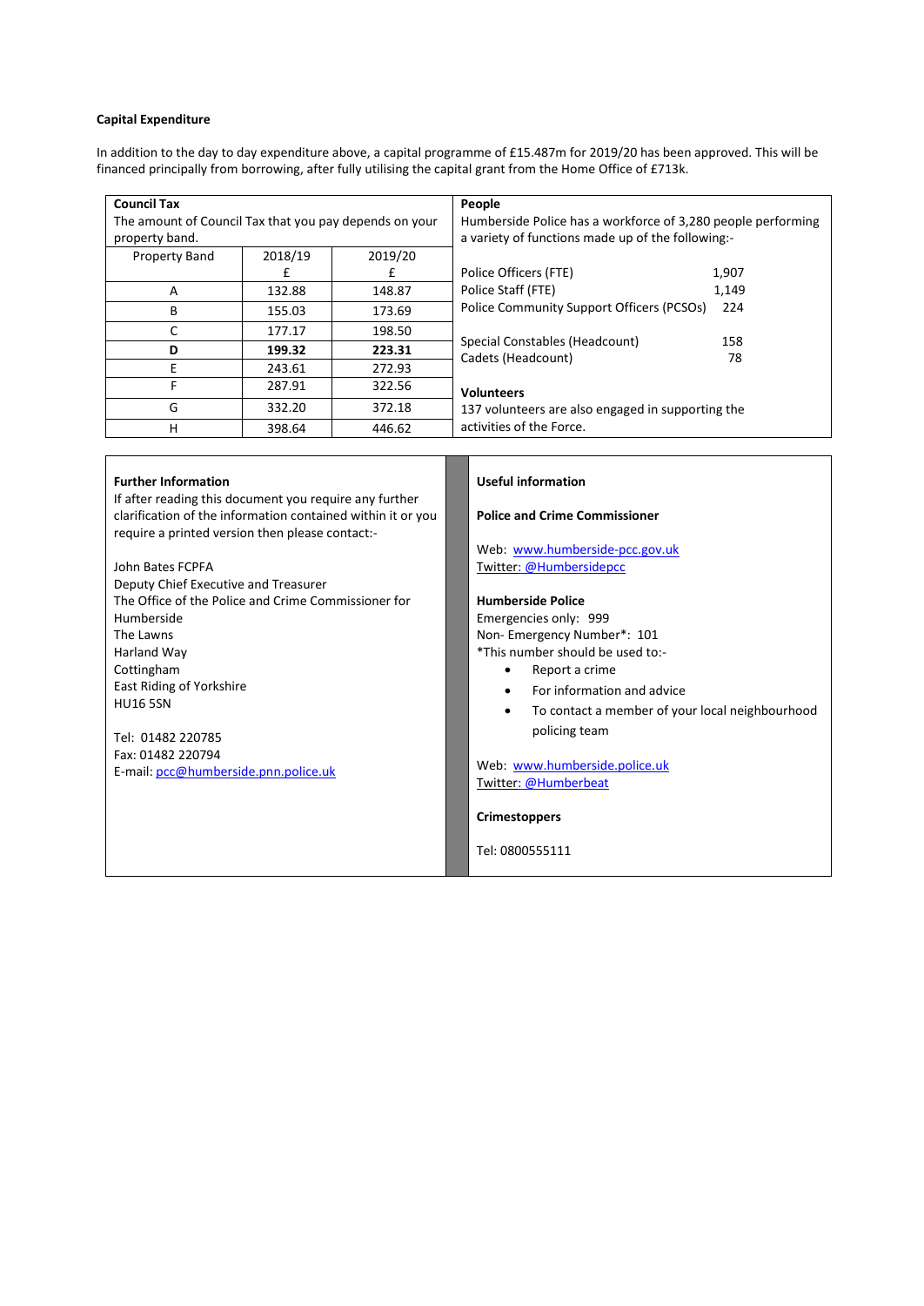**Capital Expenditure**

In addition to the day to day expenditure above, a capital programme of £15.487m for 2019/20 has been approved. This will be financed principally from borrowing, after fully utilising the capital grant from the Home Office of £713k.

**Council Tax**

The amount of Council Tax that you pay depends on your property band.

| Property Band | 2018/19 £ | 2019/20 £ |
|---|---|---|
| A | 132.88 | 148.87 |
| B | 155.03 | 173.69 |
| C | 177.17 | 198.50 |
| **D** | **199.32** | **223.31** |
| E | 243.61 | 272.93 |
| F | 287.91 | 322.56 |
| G | 332.20 | 372.18 |
| H | 398.64 | 446.62 |

**People**

Humberside Police has a workforce of 3,280 people performing a variety of functions made up of the following:-

| | |
|---|---|
| Police Officers (FTE) | 1,907 |
| Police Staff (FTE) | 1,149 |
| Police Community Support Officers (PCSOs) | 224 |
| Special Constables (Headcount) | 158 |
| Cadets (Headcount) | 78 |

**Volunteers**

137 volunteers are also engaged in supporting the activities of the Force.

**Further Information**

If after reading this document you require any further clarification of the information contained within it or you require a printed version then please contact:-

John Bates FCPFA
Deputy Chief Executive and Treasurer
The Office of the Police and Crime Commissioner for Humberside
The Lawns
Harland Way
Cottingham
East Riding of Yorkshire
HU16 5SN

Tel: 01482 220785
Fax: 01482 220794
E-mail: pcc@humberside.pnn.police.uk

**Useful information**

**Police and Crime Commissioner**

Web: www.humberside-pcc.gov.uk
Twitter: @Humbersidepcc

**Humberside Police**

Emergencies only: 999
Non- Emergency Number*: 101
*This number should be used to:-

- Report a crime
- For information and advice
- To contact a member of your local neighbourhood policing team

Web: www.humberside.police.uk
Twitter: @Humberbeat

**Crimestoppers**

Tel: 0800555111